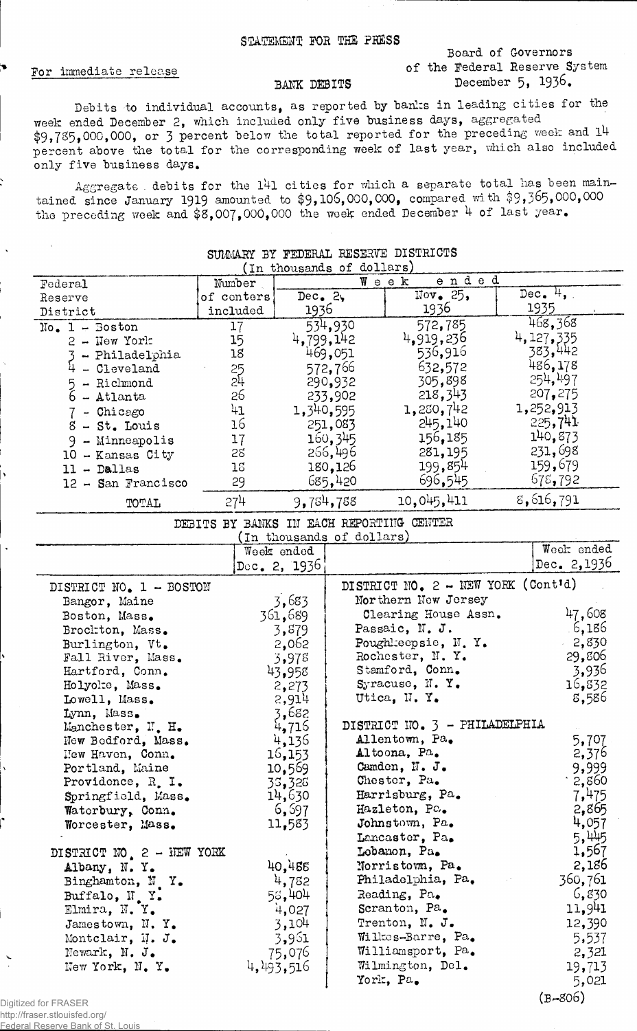STATEMENT FOR THE PRESS

For immediate release

Board of Governors
of the Federal Reserve System
December 5, 1936.

BANK DEBITS

Debits to individual accounts, as reported by banks in leading cities for the week ended December 2, which included only five business days, aggregated $9,785,000,000, or 3 percent below the total reported for the preceding week and 14 percent above the total for the corresponding week of last year, which also included only five business days.

Aggregate debits for the 141 cities for which a separate total has been maintained since January 1919 amounted to $9,106,000,000, compared with $9,365,000,000 the preceding week and $8,007,000,000 the week ended December 4 of last year.

SUMMARY BY FEDERAL RESERVE DISTRICTS
(In thousands of dollars)

| Federal Reserve District | Number of centers included | Week ended Dec. 2, 1936 | Week ended Nov. 25, 1936 | Week ended Dec. 4, 1935 |
|---|---|---|---|---|
| No. 1 - Boston | 17 | 534,930 | 572,785 | 468,368 |
| 2 - New York | 15 | 4,799,142 | 4,919,236 | 4,127,335 |
| 3 - Philadelphia | 18 | 469,051 | 536,916 | 383,442 |
| 4 - Cleveland | 25 | 572,766 | 632,572 | 486,178 |
| 5 - Richmond | 24 | 290,932 | 305,898 | 254,497 |
| 6 - Atlanta | 26 | 233,902 | 218,343 | 207,275 |
| 7 - Chicago | 41 | 1,340,595 | 1,280,742 | 1,252,913 |
| 8 - St. Louis | 16 | 251,083 | 245,140 | 225,741 |
| 9 - Minneapolis | 17 | 160,345 | 156,185 | 140,873 |
| 10 - Kansas City | 28 | 266,496 | 281,195 | 231,698 |
| 11 - Dallas | 18 | 180,126 | 199,854 | 159,679 |
| 12 - San Francisco | 29 | 685,420 | 696,545 | 678,792 |
| TOTAL | 274 | 9,784,788 | 10,045,411 | 8,616,791 |

DEBITS BY BANKS IN EACH REPORTING CENTER
(In thousands of dollars)

| | Week ended Dec. 2, 1936 |
|---|---|
| **DISTRICT NO. 1 - BOSTON** | |
| Bangor, Maine | 3,683 |
| Boston, Mass. | 361,689 |
| Brockton, Mass. | 3,879 |
| Burlington, Vt. | 2,062 |
| Fall River, Mass. | 3,978 |
| Hartford, Conn. | 43,958 |
| Holyoke, Mass. | 2,273 |
| Lowell, Mass. | 2,914 |
| Lynn, Mass. | 3,682 |
| Manchester, N. H. | 4,716 |
| New Bedford, Mass. | 4,136 |
| New Haven, Conn. | 16,153 |
| Portland, Maine | 10,569 |
| Providence, R. I. | 35,328 |
| Springfield, Mass. | 14,630 |
| Waterbury, Conn. | 6,697 |
| Worcester, Mass. | 11,583 |
| **DISTRICT NO. 2 - NEW YORK** | |
| Albany, N. Y. | 40,488 |
| Binghamton, N. Y. | 4,782 |
| Buffalo, N. Y. | 58,404 |
| Elmira, N. Y. | 4,027 |
| Jamestown, N. Y. | 3,104 |
| Montclair, N. J. | 3,961 |
| Newark, N. J. | 75,076 |
| New York, N. Y. | 4,493,516 |
| Northern New Jersey Clearing House Assn. | 47,608 |
| Passaic, N. J. | 6,186 |
| Poughkeepsie, N. Y. | 2,830 |
| Rochester, N. Y. | 29,806 |
| Stamford, Conn. | 3,936 |
| Syracuse, N. Y. | 16,832 |
| Utica, N. Y. | 8,586 |
| **DISTRICT NO. 3 - PHILADELPHIA** | |
| Allentown, Pa. | 5,707 |
| Altoona, Pa. | 2,376 |
| Camden, N. J. | 9,999 |
| Chester, Pa. | 2,860 |
| Harrisburg, Pa. | 7,475 |
| Hazleton, Pa. | 2,865 |
| Johnstown, Pa. | 4,057 |
| Lancaster, Pa. | 5,445 |
| Lebanon, Pa. | 1,567 |
| Norristown, Pa. | 2,186 |
| Philadelphia, Pa. | 360,761 |
| Reading, Pa. | 6,830 |
| Scranton, Pa. | 11,941 |
| Trenton, N. J. | 12,390 |
| Wilkes-Barre, Pa. | 5,537 |
| Williamsport, Pa. | 2,321 |
| Wilmington, Del. | 19,713 |
| York, Pa. | 5,021 |

(B-806)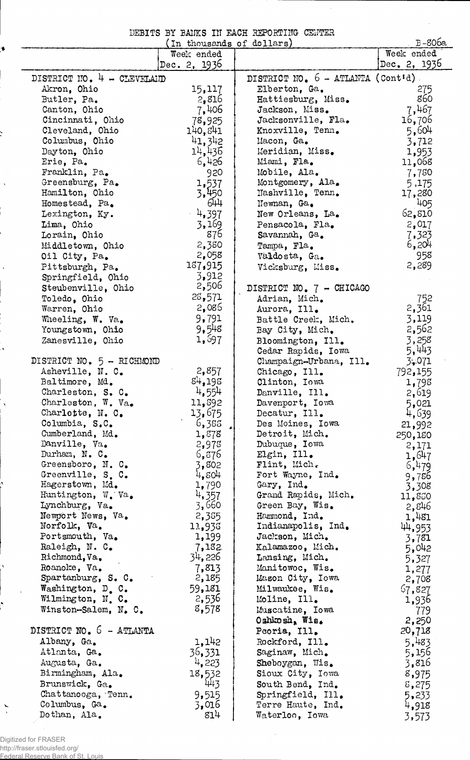DEBITS BY BANKS IN EACH REPORTING CENTER

(In thousands of dollars)

B-806a

| | Week ended Dec. 2, 1936 | | Week ended Dec. 2, 1936 |
|---|---|---|---|
| DISTRICT NO. 4 - CLEVELAND | | DISTRICT NO. 6 - ATLANTA (Cont'd) | |
| Akron, Ohio | 15,117 | Elberton, Ga. | 275 |
| Butler, Pa. | 2,816 | Hattiesburg, Miss. | 860 |
| Canton, Ohio | 7,406 | Jackson, Miss. | 7,467 |
| Cincinnati, Ohio | 78,925 | Jacksonville, Fla. | 16,706 |
| Cleveland, Ohio | 140,841 | Knoxville, Tenn. | 5,604 |
| Columbus, Ohio | 41,342 | Macon, Ga. | 3,712 |
| Dayton, Ohio | 14,436 | Meridian, Miss. | 1,953 |
| Erie, Pa. | 6,426 | Miami, Fla. | 11,068 |
| Franklin, Pa. | 920 | Mobile, Ala. | 7,780 |
| Greensburg, Pa. | 1,537 | Montgomery, Ala. | 5,175 |
| Hamilton, Ohio | 3,450 | Nashville, Tenn. | 17,280 |
| Homestead, Pa. | 644 | Newnan, Ga. | 405 |
| Lexington, Ky. | 4,397 | New Orleans, La. | 62,810 |
| Lima, Ohio | 3,169 | Pensacola, Fla. | 2,017 |
| Lorain, Ohio | 876 | Savannah, Ga. | 7,323 |
| Middletown, Ohio | 2,380 | Tampa, Fla. | 6,204 |
| Oil City, Pa. | 2,058 | Valdosta, Ga. | 958 |
| Pittsburgh, Pa. | 187,915 | Vicksburg, Miss. | 2,289 |
| Springfield, Ohio | 3,912 | | |
| Steubenville, Ohio | 2,506 | DISTRICT NO. 7 - CHICAGO | |
| Toledo, Ohio | 28,571 | Adrian, Mich. | 752 |
| Warren, Ohio | 2,086 | Aurora, Ill. | 2,361 |
| Wheeling, W. Va. | 9,791 | Battle Creek, Mich. | 3,119 |
| Youngstown, Ohio | 9,548 | Bay City, Mich. | 2,562 |
| Zanesville, Ohio | 1,697 | Bloomington, Ill. | 3,258 |
| | | Cedar Rapids, Iowa | 5,443 |
| DISTRICT NO. 5 - RICHMOND | | Champaign-Urbana, Ill. | 3,071 |
| Asheville, N. C. | 2,857 | Chicago, Ill. | 792,155 |
| Baltimore, Md. | 84,198 | Clinton, Iowa | 1,798 |
| Charleston, S. C. | 4,554 | Danville, Ill. | 2,619 |
| Charleston, W. Va. | 11,892 | Davenport, Iowa | 5,021 |
| Charlotte, N. C. | 13,675 | Decatur, Ill. | 4,639 |
| Columbia, S.C. | 6,388 | Des Moines, Iowa | 21,992 |
| Cumberland, Md. | 1,878 | Detroit, Mich. | 250,180 |
| Danville, Va. | 2,978 | Dubuque, Iowa | 2,171 |
| Durham, N. C. | 6,876 | Elgin, Ill. | 1,647 |
| Greensboro, N. C. | 3,802 | Flint, Mich. | 6,479 |
| Greenville, S. C. | 4,804 | Fort Wayne, Ind. | 9,786 |
| Hagerstown, Md. | 1,790 | Gary, Ind. | 3,308 |
| Huntington, W. Va. | 4,357 | Grand Rapids, Mich. | 11,880 |
| Lynchburg, Va. | 3,660 | Green Bay, Wis. | 2,846 |
| Newport News, Va. | 2,385 | Hammond, Ind. | 1,481 |
| Norfolk, Va. | 11,938 | Indianapolis, Ind. | 44,953 |
| Portsmouth, Va. | 1,199 | Jackson, Mich. | 3,781 |
| Raleigh, N. C. | 7,182 | Kalamazoo, Mich. | 5,042 |
| Richmond, Va. | 34,226 | Lansing, Mich. | 5,327 |
| Roanoke, Va. | 7,813 | Manitowoc, Wis. | 1,277 |
| Spartanburg, S. C. | 2,185 | Mason City, Iowa | 2,708 |
| Washington, D. C. | 59,181 | Milwaukee, Wis. | 67,827 |
| Wilmington, N. C. | 2,536 | Moline, Ill. | 1,936 |
| Winston-Salem, N. C. | 8,578 | Muscatine, Iowa | 779 |
| | | Oshkosh, Wis. | 2,250 |
| DISTRICT NO. 6 - ATLANTA | | Peoria, Ill. | 20,718 |
| Albany, Ga. | 1,142 | Rockford, Ill. | 5,483 |
| Atlanta, Ga. | 36,331 | Saginaw, Mich. | 5,156 |
| Augusta, Ga. | 4,223 | Sheboygan, Wis. | 3,816 |
| Birmingham, Ala. | 18,532 | Sioux City, Iowa | 8,975 |
| Brunswick, Ga. | 443 | South Bend, Ind. | 8,275 |
| Chattanooga, Tenn. | 9,515 | Springfield, Ill. | 5,233 |
| Columbus, Ga. | 3,016 | Terre Haute, Ind. | 4,918 |
| Dothan, Ala. | 814 | Waterloo, Iowa | 3,573 |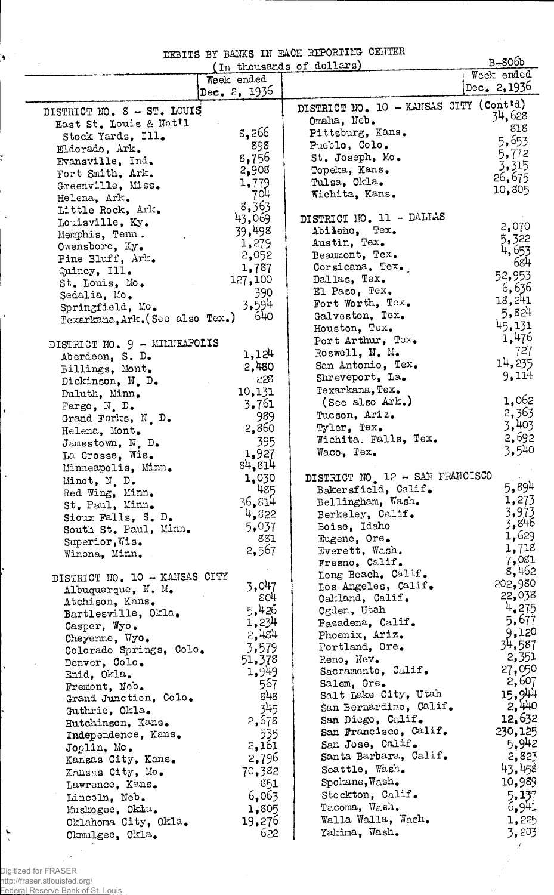DEBITS BY BANKS IN EACH REPORTING CENTER

(In thousands of dollars)

B-806b

| | Week ended Dec. 2, 1936 | | Week ended Dec. 2, 1936 |
|---|---|---|---|
| **DISTRICT NO. 8 - ST. LOUIS** | | **DISTRICT NO. 10 - KANSAS CITY (Cont'd)** | |
| East St. Louis & Nat'l Stock Yards, Ill. | 8,266 | Omaha, Neb. | 34,628 |
| Eldorado, Ark. | 898 | Pittsburg, Kans. | 818 |
| Evansville, Ind. | 8,756 | Pueblo, Colo. | 5,653 |
| Fort Smith, Ark. | 2,908 | St. Joseph, Mo. | 5,772 |
| Greenville, Miss. | 1,779 | Topeka, Kans. | 3,315 |
| Helena, Ark. | 704 | Tulsa, Okla. | 26,675 |
| Little Rock, Ark. | 8,363 | Wichita, Kans. | 10,805 |
| Louisville, Ky. | 43,069 | | |
| Memphis, Tenn. | 39,498 | **DISTRICT NO. 11 - DALLAS** | |
| Owensboro, Ky. | 1,279 | Abilene, Tex. | 2,070 |
| Pine Bluff, Ark. | 2,052 | Austin, Tex. | 5,322 |
| Quincy, Ill. | 1,787 | Beaumont, Tex. | 4,653 |
| St. Louis, Mo. | 127,100 | Corsicana, Tex. | 684 |
| Sedalia, Mo. | 390 | Dallas, Tex. | 52,953 |
| Springfield, Mo. | 3,594 | El Paso, Tex. | 6,636 |
| Texarkana, Ark. (See also Tex.) | 640 | Fort Worth, Tex. | 18,241 |
| | | Galveston, Tex. | 5,824 |
| **DISTRICT NO. 9 - MINNEAPOLIS** | | Houston, Tex. | 45,131 |
| Aberdeen, S. D. | 1,124 | Port Arthur, Tex. | 1,476 |
| Billings, Mont. | 2,480 | Roswell, N. M. | 727 |
| Dickinson, N. D. | 228 | San Antonio, Tex. | 14,235 |
| Duluth, Minn. | 10,131 | Shreveport, La. | 9,114 |
| Fargo, N. D. | 3,761 | Texarkana, Tex. (See also Ark.) | 1,062 |
| Grand Forks, N. D. | 989 | Tucson, Ariz. | 2,363 |
| Helena, Mont. | 2,860 | Tyler, Tex. | 3,403 |
| Jamestown, N. D. | 395 | Wichita Falls, Tex. | 2,692 |
| La Crosse, Wis. | 1,927 | Waco, Tex. | 3,540 |
| Minneapolis, Minn. | 84,814 | | |
| Minot, N. D. | 1,030 | **DISTRICT NO. 12 - SAN FRANCISCO** | |
| Red Wing, Minn. | 485 | Bakersfield, Calif. | 5,894 |
| St. Paul, Minn. | 36,814 | Bellingham, Wash. | 1,273 |
| Sioux Falls, S. D. | 4,822 | Berkeley, Calif. | 3,973 |
| South St. Paul, Minn. | 5,037 | Boise, Idaho | 3,846 |
| Superior, Wis. | 881 | Eugene, Ore. | 1,629 |
| Winona, Minn. | 2,567 | Everett, Wash. | 1,718 |
| | | Fresno, Calif. | 7,081 |
| **DISTRICT NO. 10 - KANSAS CITY** | | Long Beach, Calif. | 8,462 |
| Albuquerque, N. M. | 3,047 | Los Angeles, Calif. | 202,980 |
| Atchison, Kans. | 804 | Oakland, Calif. | 22,038 |
| Bartlesville, Okla. | 5,426 | Ogden, Utah | 4,275 |
| Casper, Wyo. | 1,234 | Pasadena, Calif. | 5,677 |
| Cheyenne, Wyo. | 2,484 | Phoenix, Ariz. | 9,120 |
| Colorado Springs, Colo. | 3,579 | Portland, Ore. | 34,587 |
| Denver, Colo. | 51,378 | Reno, Nev. | 2,351 |
| Enid, Okla. | 1,949 | Sacramento, Calif. | 27,050 |
| Fremont, Neb. | 567 | Salem, Ore. | 2,607 |
| Grand Junction, Colo. | 848 | Salt Lake City, Utah | 15,944 |
| Guthrie, Okla. | 345 | San Bernardino, Calif. | 2,440 |
| Hutchinson, Kans. | 2,678 | San Diego, Calif. | 12,632 |
| Independence, Kans. | 535 | San Francisco, Calif. | 230,125 |
| Joplin, Mo. | 2,161 | San Jose, Calif. | 5,942 |
| Kansas City, Kans. | 2,796 | Santa Barbara, Calif. | 2,823 |
| Kansas City, Mo. | 70,382 | Seattle, Wash. | 43,458 |
| Lawrence, Kans. | 851 | Spokane, Wash. | 10,989 |
| Lincoln, Neb. | 6,063 | Stockton, Calif. | 5,137 |
| Muskogee, Okla. | 1,805 | Tacoma, Wash. | 6,941 |
| Oklahoma City, Okla. | 19,276 | Walla Walla, Wash. | 1,225 |
| Okmulgee, Okla. | 622 | Yakima, Wash. | 3,203 |